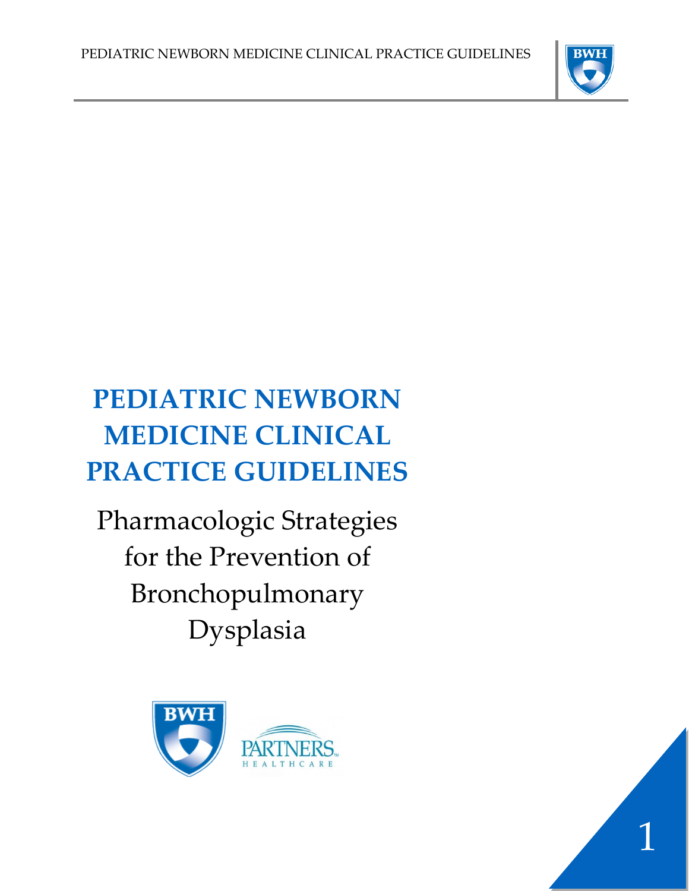# PEDIATRIC NEWBORN MEDICINE CLINICAL PRACTICE GUIDELINES

## Pharmacologic Strategies for the Prevention of Bronchopulmonary Dysplasia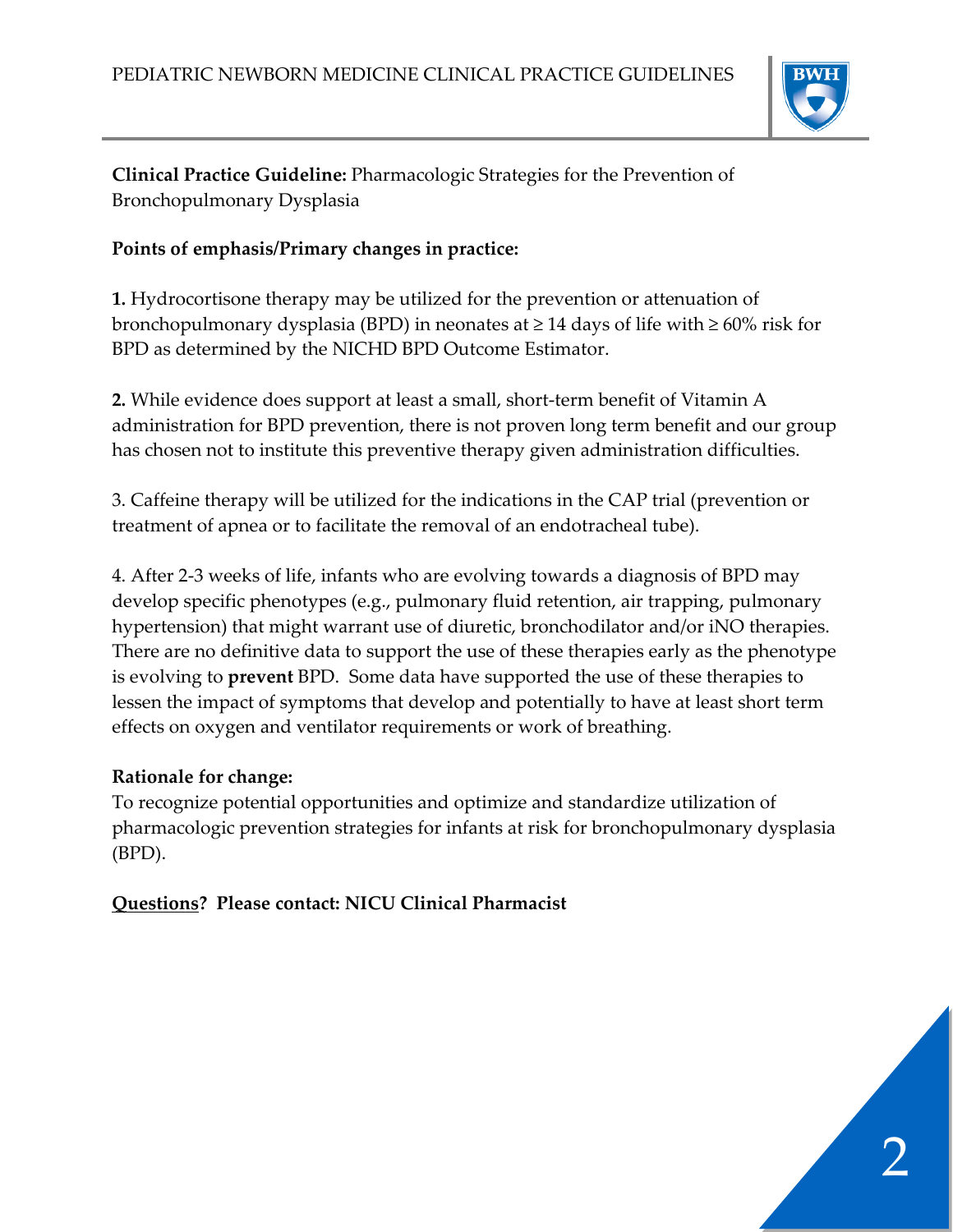**Clinical Practice Guideline:** Pharmacologic Strategies for the Prevention of Bronchopulmonary Dysplasia

**Points of emphasis/Primary changes in practice:**

**1.** Hydrocortisone therapy may be utilized for the prevention or attenuation of bronchopulmonary dysplasia (BPD) in neonates at ≥ 14 days of life with ≥ 60% risk for BPD as determined by the NICHD BPD Outcome Estimator.

**2.** While evidence does support at least a small, short-term benefit of Vitamin A administration for BPD prevention, there is not proven long term benefit and our group has chosen not to institute this preventive therapy given administration difficulties.

3. Caffeine therapy will be utilized for the indications in the CAP trial (prevention or treatment of apnea or to facilitate the removal of an endotracheal tube).

4. After 2-3 weeks of life, infants who are evolving towards a diagnosis of BPD may develop specific phenotypes (e.g., pulmonary fluid retention, air trapping, pulmonary hypertension) that might warrant use of diuretic, bronchodilator and/or iNO therapies. There are no definitive data to support the use of these therapies early as the phenotype is evolving to **prevent** BPD. Some data have supported the use of these therapies to lessen the impact of symptoms that develop and potentially to have at least short term effects on oxygen and ventilator requirements or work of breathing.

**Rationale for change:**
To recognize potential opportunities and optimize and standardize utilization of pharmacologic prevention strategies for infants at risk for bronchopulmonary dysplasia (BPD).

**Questions? Please contact: NICU Clinical Pharmacist**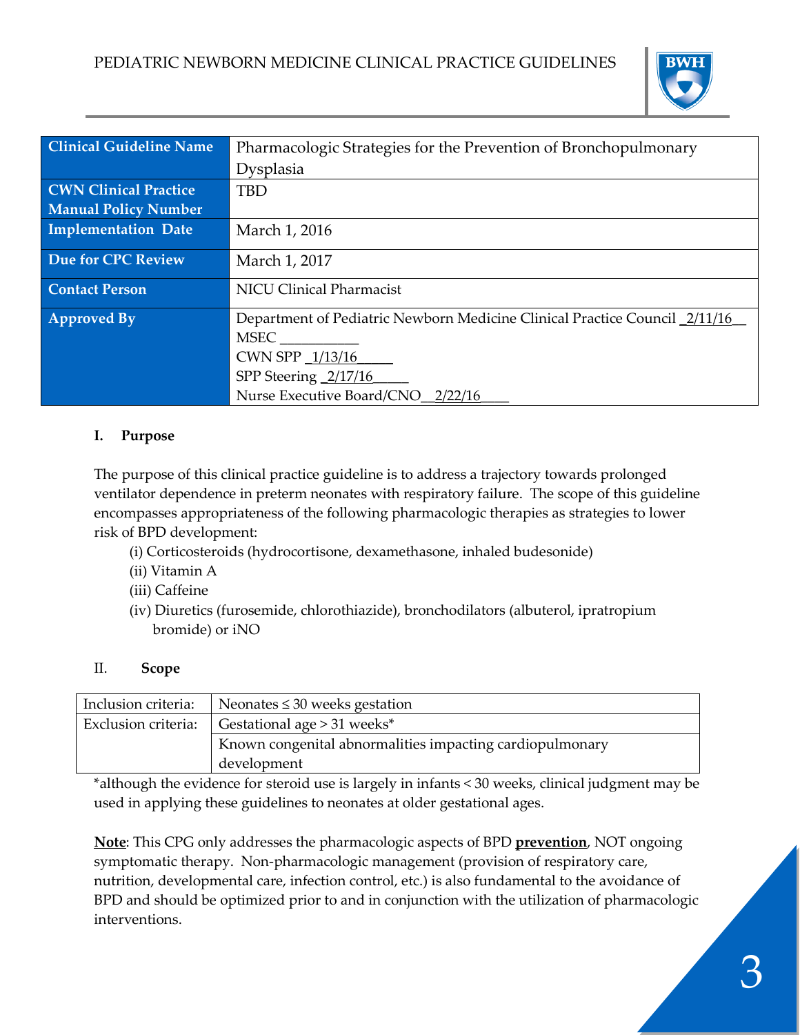PEDIATRIC NEWBORN MEDICINE CLINICAL PRACTICE GUIDELINES

| Clinical Guideline Name | Pharmacologic Strategies for the Prevention of Bronchopulmonary Dysplasia |
|---|---|
| CWN Clinical Practice Manual Policy Number | TBD |
| Implementation Date | March 1, 2016 |
| Due for CPC Review | March 1, 2017 |
| Contact Person | NICU Clinical Pharmacist |
| Approved By | Department of Pediatric Newborn Medicine Clinical Practice Council _2/11/16__<br>MSEC ___________<br>CWN SPP _1/13/16_____<br>SPP Steering _2/17/16_____<br>Nurse Executive Board/CNO__2/22/16____ |

## I. Purpose

The purpose of this clinical practice guideline is to address a trajectory towards prolonged ventilator dependence in preterm neonates with respiratory failure. The scope of this guideline encompasses appropriateness of the following pharmacologic therapies as strategies to lower risk of BPD development:

- (i) Corticosteroids (hydrocortisone, dexamethasone, inhaled budesonide)
- (ii) Vitamin A
- (iii) Caffeine
- (iv) Diuretics (furosemide, chlorothiazide), bronchodilators (albuterol, ipratropium bromide) or iNO

## II. Scope

| Inclusion criteria: | Neonates ≤ 30 weeks gestation |
|---|---|
| Exclusion criteria: | Gestational age > 31 weeks* |
| | Known congenital abnormalities impacting cardiopulmonary development |

*although the evidence for steroid use is largely in infants < 30 weeks, clinical judgment may be used in applying these guidelines to neonates at older gestational ages.

**Note**: This CPG only addresses the pharmacologic aspects of BPD **prevention**, NOT ongoing symptomatic therapy. Non-pharmacologic management (provision of respiratory care, nutrition, developmental care, infection control, etc.) is also fundamental to the avoidance of BPD and should be optimized prior to and in conjunction with the utilization of pharmacologic interventions.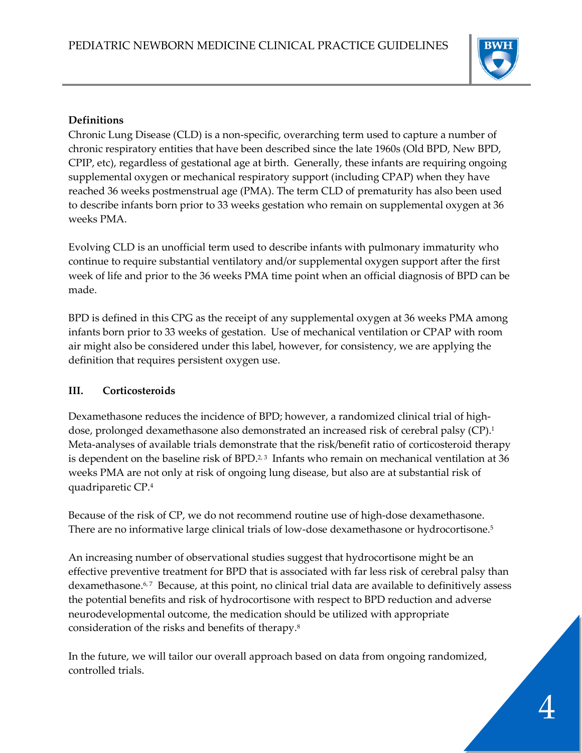**Definitions**

Chronic Lung Disease (CLD) is a non-specific, overarching term used to capture a number of chronic respiratory entities that have been described since the late 1960s (Old BPD, New BPD, CPIP, etc), regardless of gestational age at birth. Generally, these infants are requiring ongoing supplemental oxygen or mechanical respiratory support (including CPAP) when they have reached 36 weeks postmenstrual age (PMA). The term CLD of prematurity has also been used to describe infants born prior to 33 weeks gestation who remain on supplemental oxygen at 36 weeks PMA.

Evolving CLD is an unofficial term used to describe infants with pulmonary immaturity who continue to require substantial ventilatory and/or supplemental oxygen support after the first week of life and prior to the 36 weeks PMA time point when an official diagnosis of BPD can be made.

BPD is defined in this CPG as the receipt of any supplemental oxygen at 36 weeks PMA among infants born prior to 33 weeks of gestation. Use of mechanical ventilation or CPAP with room air might also be considered under this label, however, for consistency, we are applying the definition that requires persistent oxygen use.

## III. Corticosteroids

Dexamethasone reduces the incidence of BPD; however, a randomized clinical trial of high-dose, prolonged dexamethasone also demonstrated an increased risk of cerebral palsy (CP).[1] Meta-analyses of available trials demonstrate that the risk/benefit ratio of corticosteroid therapy is dependent on the baseline risk of BPD.[2, 3] Infants who remain on mechanical ventilation at 36 weeks PMA are not only at risk of ongoing lung disease, but also are at substantial risk of quadriparetic CP.[4]

Because of the risk of CP, we do not recommend routine use of high-dose dexamethasone. There are no informative large clinical trials of low-dose dexamethasone or hydrocortisone.[5]

An increasing number of observational studies suggest that hydrocortisone might be an effective preventive treatment for BPD that is associated with far less risk of cerebral palsy than dexamethasone.[6, 7] Because, at this point, no clinical trial data are available to definitively assess the potential benefits and risk of hydrocortisone with respect to BPD reduction and adverse neurodevelopmental outcome, the medication should be utilized with appropriate consideration of the risks and benefits of therapy.[8]

In the future, we will tailor our overall approach based on data from ongoing randomized, controlled trials.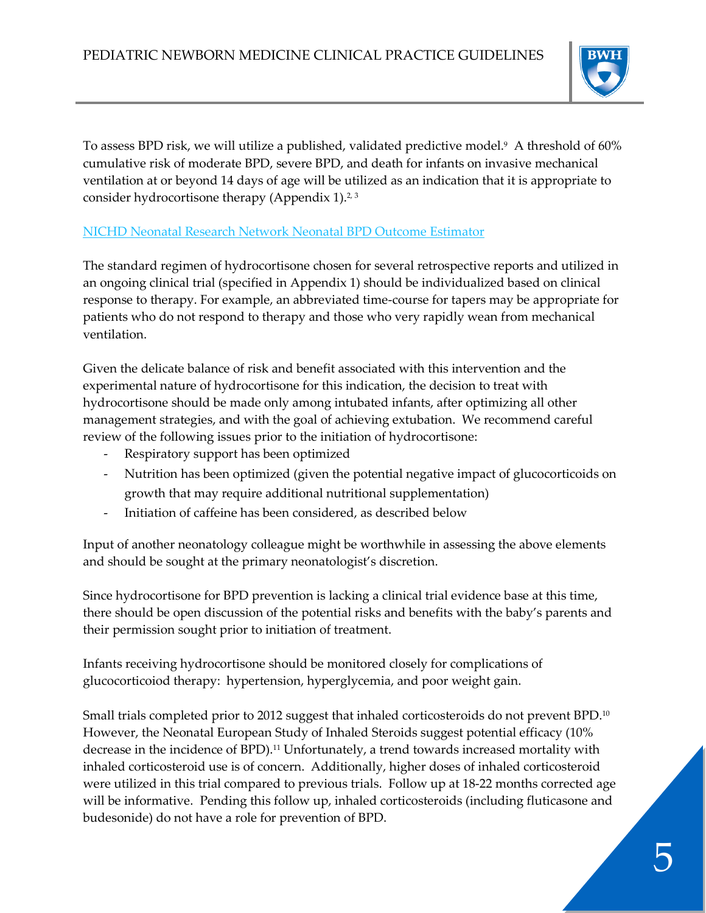To assess BPD risk, we will utilize a published, validated predictive model.[9] A threshold of 60% cumulative risk of moderate BPD, severe BPD, and death for infants on invasive mechanical ventilation at or beyond 14 days of age will be utilized as an indication that it is appropriate to consider hydrocortisone therapy (Appendix 1).[2, 3]

NICHD Neonatal Research Network Neonatal BPD Outcome Estimator

The standard regimen of hydrocortisone chosen for several retrospective reports and utilized in an ongoing clinical trial (specified in Appendix 1) should be individualized based on clinical response to therapy. For example, an abbreviated time-course for tapers may be appropriate for patients who do not respond to therapy and those who very rapidly wean from mechanical ventilation.

Given the delicate balance of risk and benefit associated with this intervention and the experimental nature of hydrocortisone for this indication, the decision to treat with hydrocortisone should be made only among intubated infants, after optimizing all other management strategies, and with the goal of achieving extubation. We recommend careful review of the following issues prior to the initiation of hydrocortisone:

- Respiratory support has been optimized
- Nutrition has been optimized (given the potential negative impact of glucocorticoids on growth that may require additional nutritional supplementation)
- Initiation of caffeine has been considered, as described below

Input of another neonatology colleague might be worthwhile in assessing the above elements and should be sought at the primary neonatologist's discretion.

Since hydrocortisone for BPD prevention is lacking a clinical trial evidence base at this time, there should be open discussion of the potential risks and benefits with the baby's parents and their permission sought prior to initiation of treatment.

Infants receiving hydrocortisone should be monitored closely for complications of glucocorticoiod therapy: hypertension, hyperglycemia, and poor weight gain.

Small trials completed prior to 2012 suggest that inhaled corticosteroids do not prevent BPD.[10] However, the Neonatal European Study of Inhaled Steroids suggest potential efficacy (10% decrease in the incidence of BPD).[11] Unfortunately, a trend towards increased mortality with inhaled corticosteroid use is of concern. Additionally, higher doses of inhaled corticosteroid were utilized in this trial compared to previous trials. Follow up at 18-22 months corrected age will be informative. Pending this follow up, inhaled corticosteroids (including fluticasone and budesonide) do not have a role for prevention of BPD.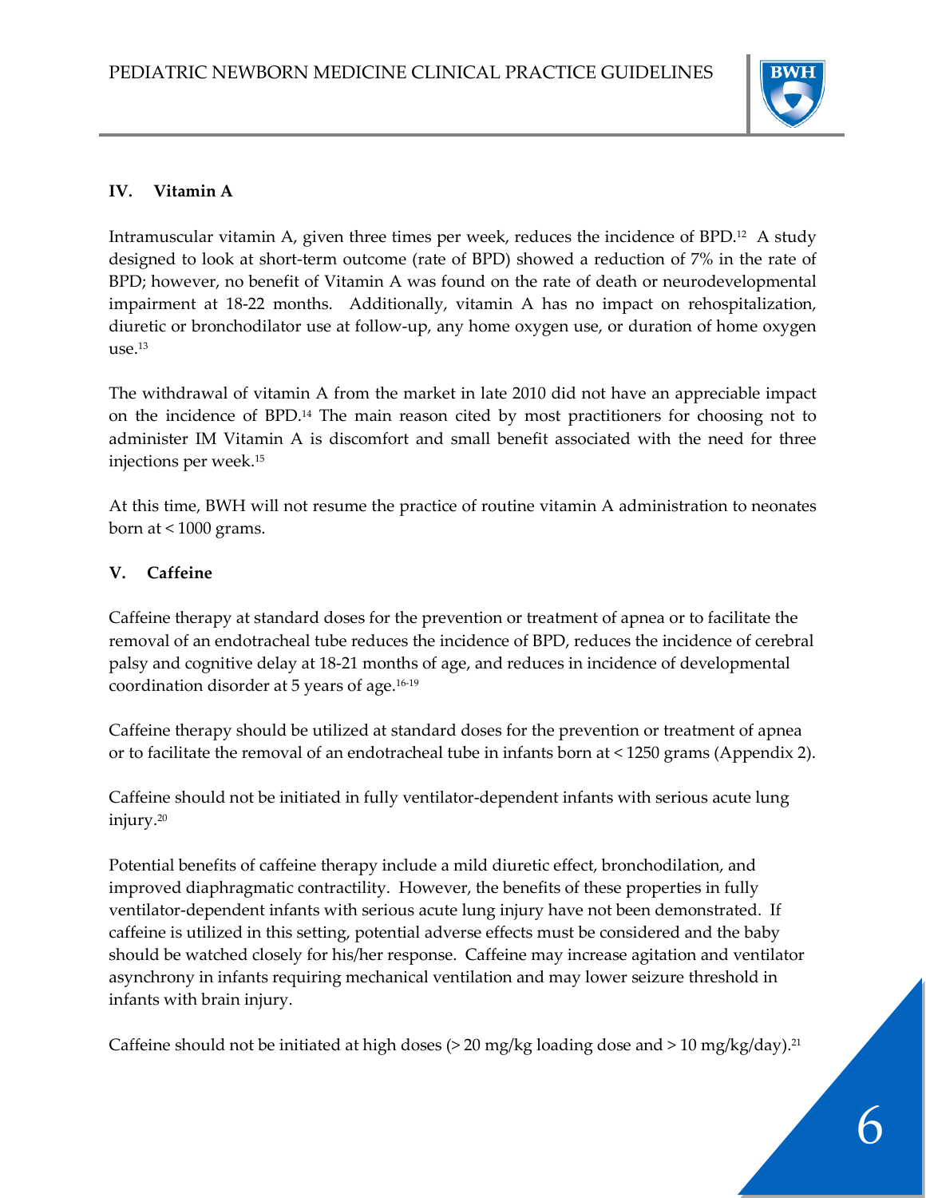## IV. Vitamin A

Intramuscular vitamin A, given three times per week, reduces the incidence of BPD.[12] A study designed to look at short-term outcome (rate of BPD) showed a reduction of 7% in the rate of BPD; however, no benefit of Vitamin A was found on the rate of death or neurodevelopmental impairment at 18-22 months. Additionally, vitamin A has no impact on rehospitalization, diuretic or bronchodilator use at follow-up, any home oxygen use, or duration of home oxygen use.[13]

The withdrawal of vitamin A from the market in late 2010 did not have an appreciable impact on the incidence of BPD.[14] The main reason cited by most practitioners for choosing not to administer IM Vitamin A is discomfort and small benefit associated with the need for three injections per week.[15]

At this time, BWH will not resume the practice of routine vitamin A administration to neonates born at < 1000 grams.

## V. Caffeine

Caffeine therapy at standard doses for the prevention or treatment of apnea or to facilitate the removal of an endotracheal tube reduces the incidence of BPD, reduces the incidence of cerebral palsy and cognitive delay at 18-21 months of age, and reduces in incidence of developmental coordination disorder at 5 years of age.[16-19]

Caffeine therapy should be utilized at standard doses for the prevention or treatment of apnea or to facilitate the removal of an endotracheal tube in infants born at < 1250 grams (Appendix 2).

Caffeine should not be initiated in fully ventilator-dependent infants with serious acute lung injury.[20]

Potential benefits of caffeine therapy include a mild diuretic effect, bronchodilation, and improved diaphragmatic contractility. However, the benefits of these properties in fully ventilator-dependent infants with serious acute lung injury have not been demonstrated. If caffeine is utilized in this setting, potential adverse effects must be considered and the baby should be watched closely for his/her response. Caffeine may increase agitation and ventilator asynchrony in infants requiring mechanical ventilation and may lower seizure threshold in infants with brain injury.

Caffeine should not be initiated at high doses (> 20 mg/kg loading dose and > 10 mg/kg/day).[21]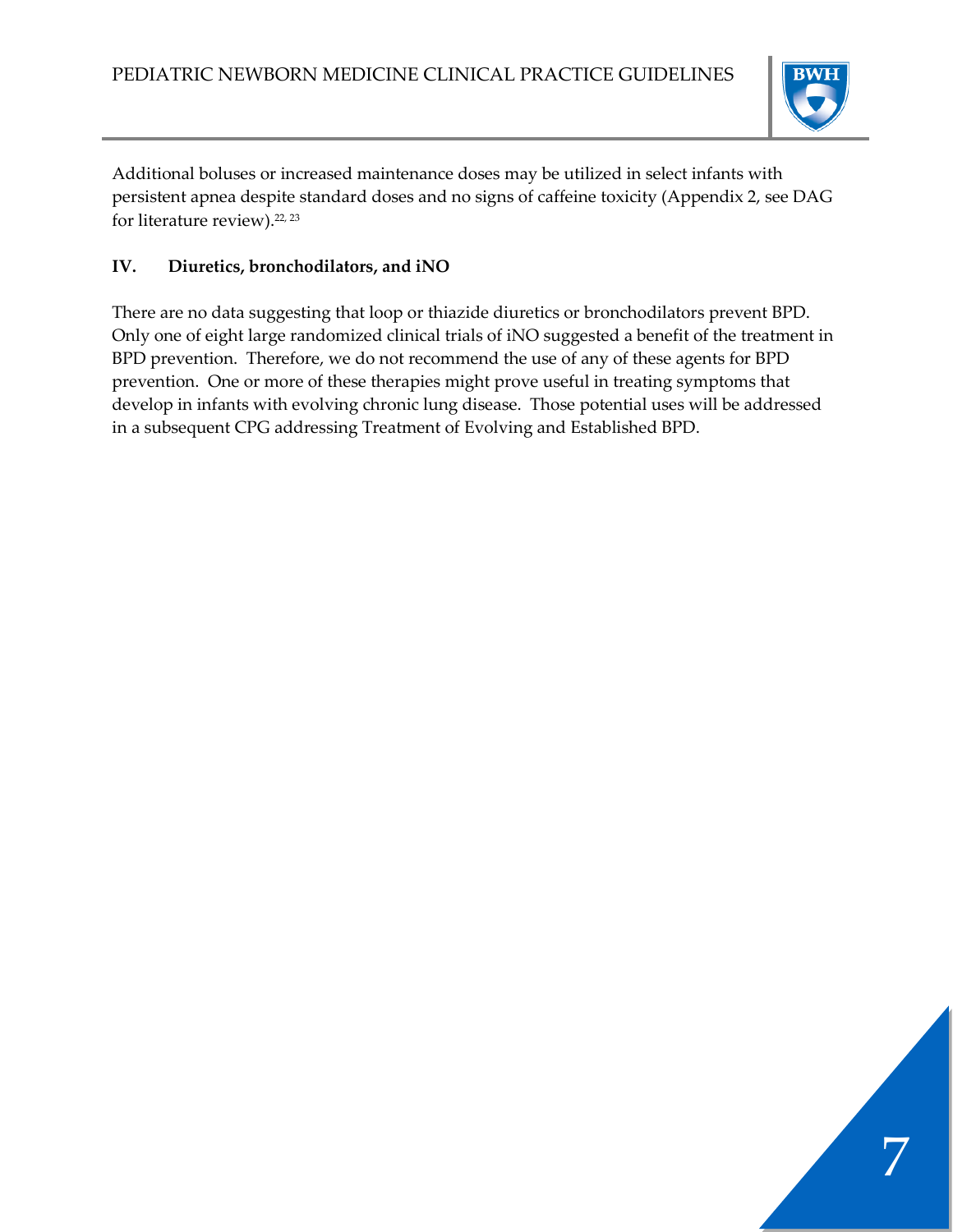Additional boluses or increased maintenance doses may be utilized in select infants with persistent apnea despite standard doses and no signs of caffeine toxicity (Appendix 2, see DAG for literature review).[22, 23]

## IV. Diuretics, bronchodilators, and iNO

There are no data suggesting that loop or thiazide diuretics or bronchodilators prevent BPD. Only one of eight large randomized clinical trials of iNO suggested a benefit of the treatment in BPD prevention. Therefore, we do not recommend the use of any of these agents for BPD prevention. One or more of these therapies might prove useful in treating symptoms that develop in infants with evolving chronic lung disease. Those potential uses will be addressed in a subsequent CPG addressing Treatment of Evolving and Established BPD.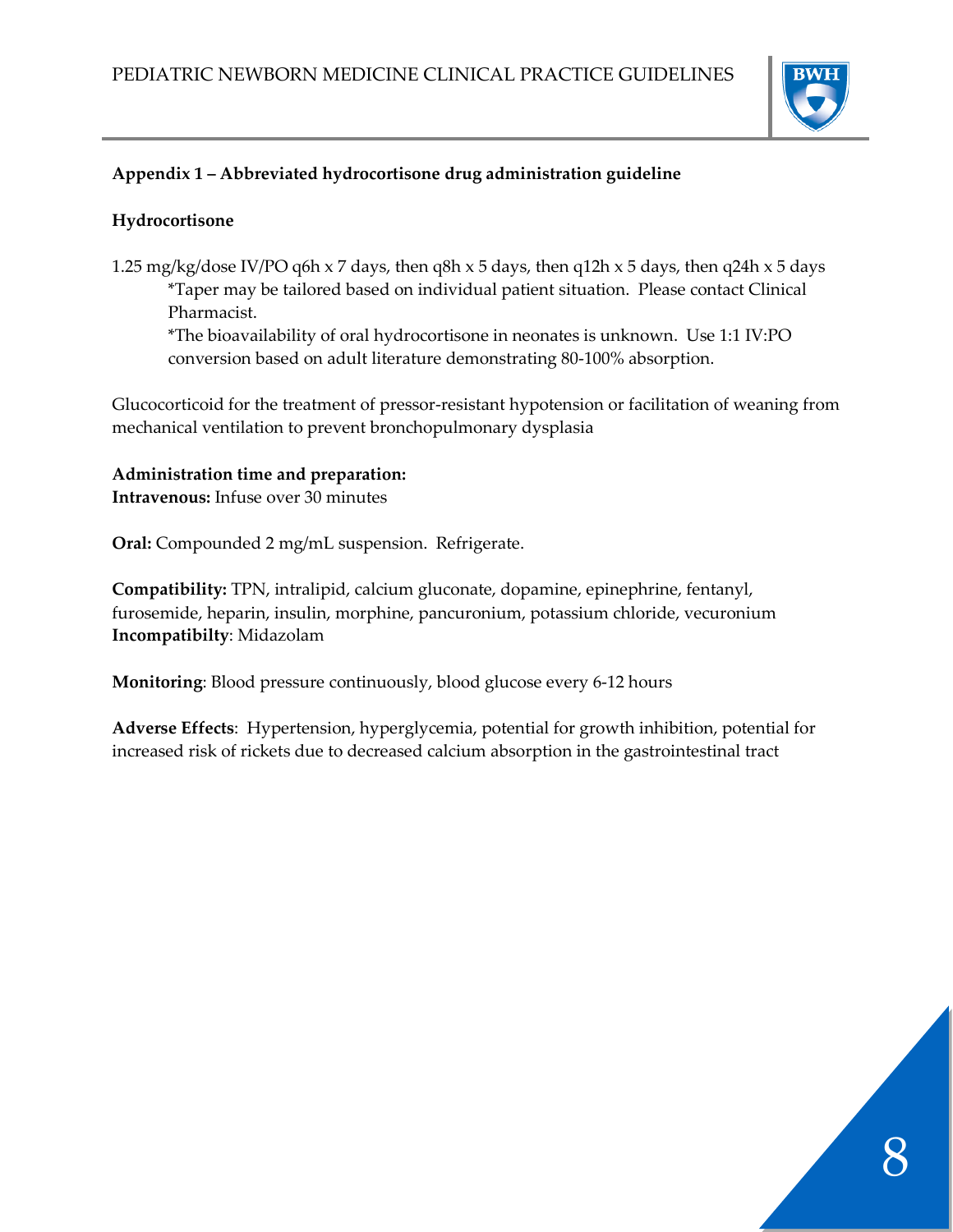**Appendix 1 – Abbreviated hydrocortisone drug administration guideline**

**Hydrocortisone**

1.25 mg/kg/dose IV/PO q6h x 7 days, then q8h x 5 days, then q12h x 5 days, then q24h x 5 days

> *Taper may be tailored based on individual patient situation. Please contact Clinical Pharmacist.
>
> *The bioavailability of oral hydrocortisone in neonates is unknown. Use 1:1 IV:PO conversion based on adult literature demonstrating 80-100% absorption.

Glucocorticoid for the treatment of pressor-resistant hypotension or facilitation of weaning from mechanical ventilation to prevent bronchopulmonary dysplasia

**Administration time and preparation:**
**Intravenous:** Infuse over 30 minutes

**Oral:** Compounded 2 mg/mL suspension. Refrigerate.

**Compatibility:** TPN, intralipid, calcium gluconate, dopamine, epinephrine, fentanyl, furosemide, heparin, insulin, morphine, pancuronium, potassium chloride, vecuronium
**Incompatibilty**: Midazolam

**Monitoring**: Blood pressure continuously, blood glucose every 6-12 hours

**Adverse Effects**: Hypertension, hyperglycemia, potential for growth inhibition, potential for increased risk of rickets due to decreased calcium absorption in the gastrointestinal tract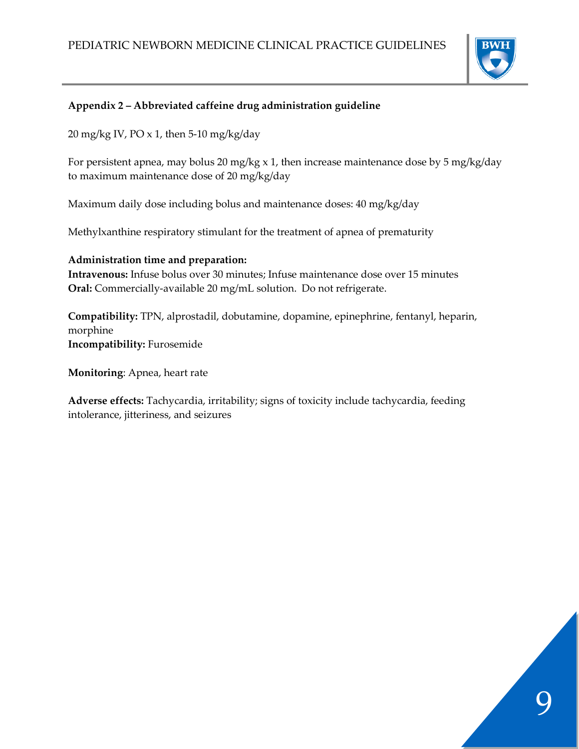**Appendix 2 – Abbreviated caffeine drug administration guideline**

20 mg/kg IV, PO x 1, then 5-10 mg/kg/day

For persistent apnea, may bolus 20 mg/kg x 1, then increase maintenance dose by 5 mg/kg/day to maximum maintenance dose of 20 mg/kg/day

Maximum daily dose including bolus and maintenance doses: 40 mg/kg/day

Methylxanthine respiratory stimulant for the treatment of apnea of prematurity

**Administration time and preparation:**
**Intravenous:** Infuse bolus over 30 minutes; Infuse maintenance dose over 15 minutes
**Oral:** Commercially-available 20 mg/mL solution. Do not refrigerate.

**Compatibility:** TPN, alprostadil, dobutamine, dopamine, epinephrine, fentanyl, heparin, morphine
**Incompatibility:** Furosemide

**Monitoring**: Apnea, heart rate

**Adverse effects:** Tachycardia, irritability; signs of toxicity include tachycardia, feeding intolerance, jitteriness, and seizures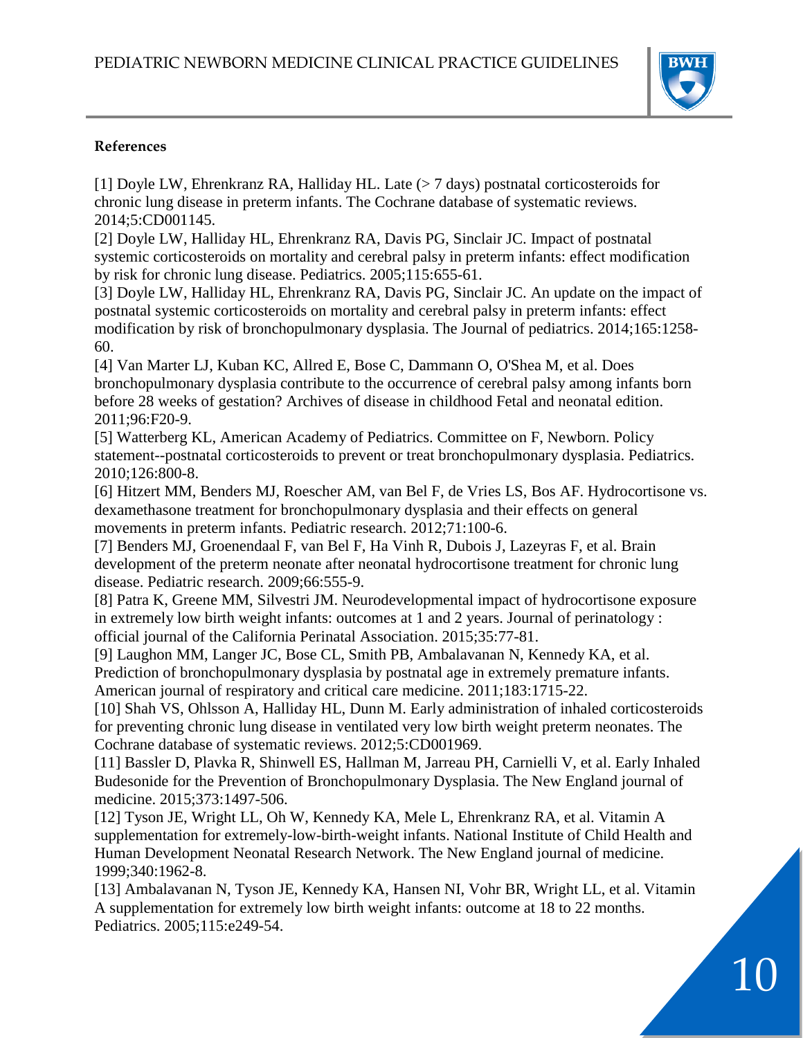**References**

[1] Doyle LW, Ehrenkranz RA, Halliday HL. Late (> 7 days) postnatal corticosteroids for chronic lung disease in preterm infants. The Cochrane database of systematic reviews. 2014;5:CD001145.

[2] Doyle LW, Halliday HL, Ehrenkranz RA, Davis PG, Sinclair JC. Impact of postnatal systemic corticosteroids on mortality and cerebral palsy in preterm infants: effect modification by risk for chronic lung disease. Pediatrics. 2005;115:655-61.

[3] Doyle LW, Halliday HL, Ehrenkranz RA, Davis PG, Sinclair JC. An update on the impact of postnatal systemic corticosteroids on mortality and cerebral palsy in preterm infants: effect modification by risk of bronchopulmonary dysplasia. The Journal of pediatrics. 2014;165:1258-60.

[4] Van Marter LJ, Kuban KC, Allred E, Bose C, Dammann O, O'Shea M, et al. Does bronchopulmonary dysplasia contribute to the occurrence of cerebral palsy among infants born before 28 weeks of gestation? Archives of disease in childhood Fetal and neonatal edition. 2011;96:F20-9.

[5] Watterberg KL, American Academy of Pediatrics. Committee on F, Newborn. Policy statement--postnatal corticosteroids to prevent or treat bronchopulmonary dysplasia. Pediatrics. 2010;126:800-8.

[6] Hitzert MM, Benders MJ, Roescher AM, van Bel F, de Vries LS, Bos AF. Hydrocortisone vs. dexamethasone treatment for bronchopulmonary dysplasia and their effects on general movements in preterm infants. Pediatric research. 2012;71:100-6.

[7] Benders MJ, Groenendaal F, van Bel F, Ha Vinh R, Dubois J, Lazeyras F, et al. Brain development of the preterm neonate after neonatal hydrocortisone treatment for chronic lung disease. Pediatric research. 2009;66:555-9.

[8] Patra K, Greene MM, Silvestri JM. Neurodevelopmental impact of hydrocortisone exposure in extremely low birth weight infants: outcomes at 1 and 2 years. Journal of perinatology : official journal of the California Perinatal Association. 2015;35:77-81.

[9] Laughon MM, Langer JC, Bose CL, Smith PB, Ambalavanan N, Kennedy KA, et al. Prediction of bronchopulmonary dysplasia by postnatal age in extremely premature infants. American journal of respiratory and critical care medicine. 2011;183:1715-22.

[10] Shah VS, Ohlsson A, Halliday HL, Dunn M. Early administration of inhaled corticosteroids for preventing chronic lung disease in ventilated very low birth weight preterm neonates. The Cochrane database of systematic reviews. 2012;5:CD001969.

[11] Bassler D, Plavka R, Shinwell ES, Hallman M, Jarreau PH, Carnielli V, et al. Early Inhaled Budesonide for the Prevention of Bronchopulmonary Dysplasia. The New England journal of medicine. 2015;373:1497-506.

[12] Tyson JE, Wright LL, Oh W, Kennedy KA, Mele L, Ehrenkranz RA, et al. Vitamin A supplementation for extremely-low-birth-weight infants. National Institute of Child Health and Human Development Neonatal Research Network. The New England journal of medicine. 1999;340:1962-8.

[13] Ambalavanan N, Tyson JE, Kennedy KA, Hansen NI, Vohr BR, Wright LL, et al. Vitamin A supplementation for extremely low birth weight infants: outcome at 18 to 22 months. Pediatrics. 2005;115:e249-54.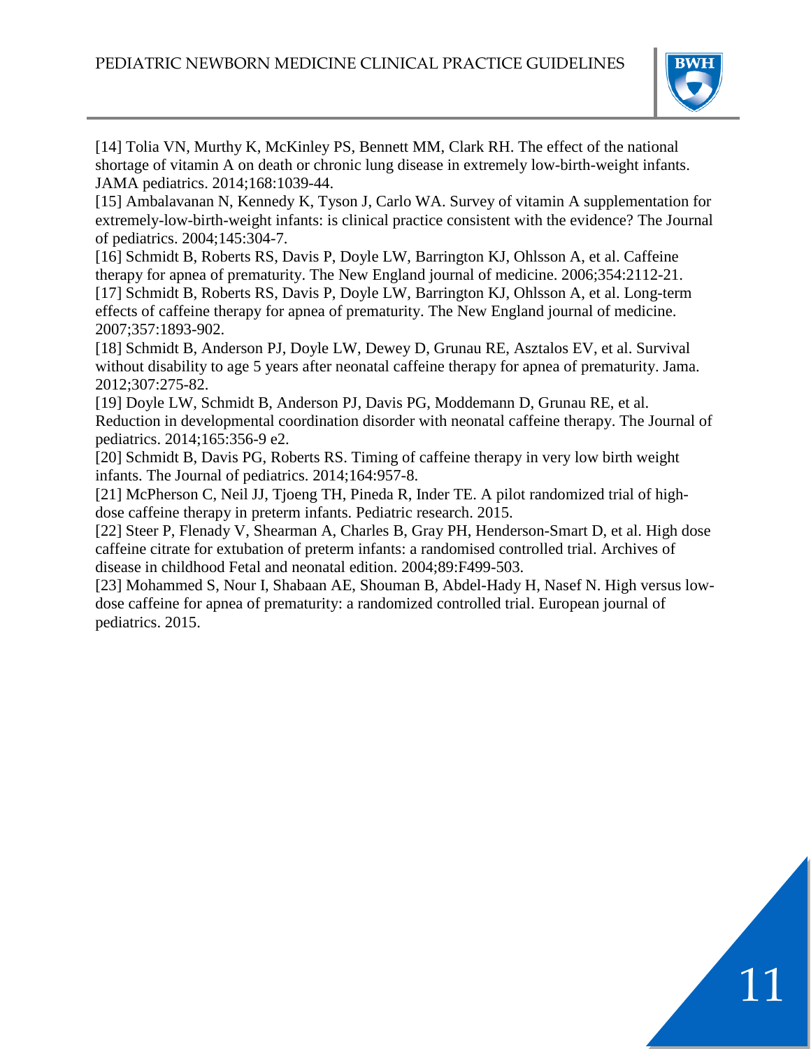[14] Tolia VN, Murthy K, McKinley PS, Bennett MM, Clark RH. The effect of the national shortage of vitamin A on death or chronic lung disease in extremely low-birth-weight infants. JAMA pediatrics. 2014;168:1039-44.

[15] Ambalavanan N, Kennedy K, Tyson J, Carlo WA. Survey of vitamin A supplementation for extremely-low-birth-weight infants: is clinical practice consistent with the evidence? The Journal of pediatrics. 2004;145:304-7.

[16] Schmidt B, Roberts RS, Davis P, Doyle LW, Barrington KJ, Ohlsson A, et al. Caffeine therapy for apnea of prematurity. The New England journal of medicine. 2006;354:2112-21.

[17] Schmidt B, Roberts RS, Davis P, Doyle LW, Barrington KJ, Ohlsson A, et al. Long-term effects of caffeine therapy for apnea of prematurity. The New England journal of medicine. 2007;357:1893-902.

[18] Schmidt B, Anderson PJ, Doyle LW, Dewey D, Grunau RE, Asztalos EV, et al. Survival without disability to age 5 years after neonatal caffeine therapy for apnea of prematurity. Jama. 2012;307:275-82.

[19] Doyle LW, Schmidt B, Anderson PJ, Davis PG, Moddemann D, Grunau RE, et al. Reduction in developmental coordination disorder with neonatal caffeine therapy. The Journal of pediatrics. 2014;165:356-9 e2.

[20] Schmidt B, Davis PG, Roberts RS. Timing of caffeine therapy in very low birth weight infants. The Journal of pediatrics. 2014;164:957-8.

[21] McPherson C, Neil JJ, Tjoeng TH, Pineda R, Inder TE. A pilot randomized trial of high-dose caffeine therapy in preterm infants. Pediatric research. 2015.

[22] Steer P, Flenady V, Shearman A, Charles B, Gray PH, Henderson-Smart D, et al. High dose caffeine citrate for extubation of preterm infants: a randomised controlled trial. Archives of disease in childhood Fetal and neonatal edition. 2004;89:F499-503.

[23] Mohammed S, Nour I, Shabaan AE, Shouman B, Abdel-Hady H, Nasef N. High versus low-dose caffeine for apnea of prematurity: a randomized controlled trial. European journal of pediatrics. 2015.